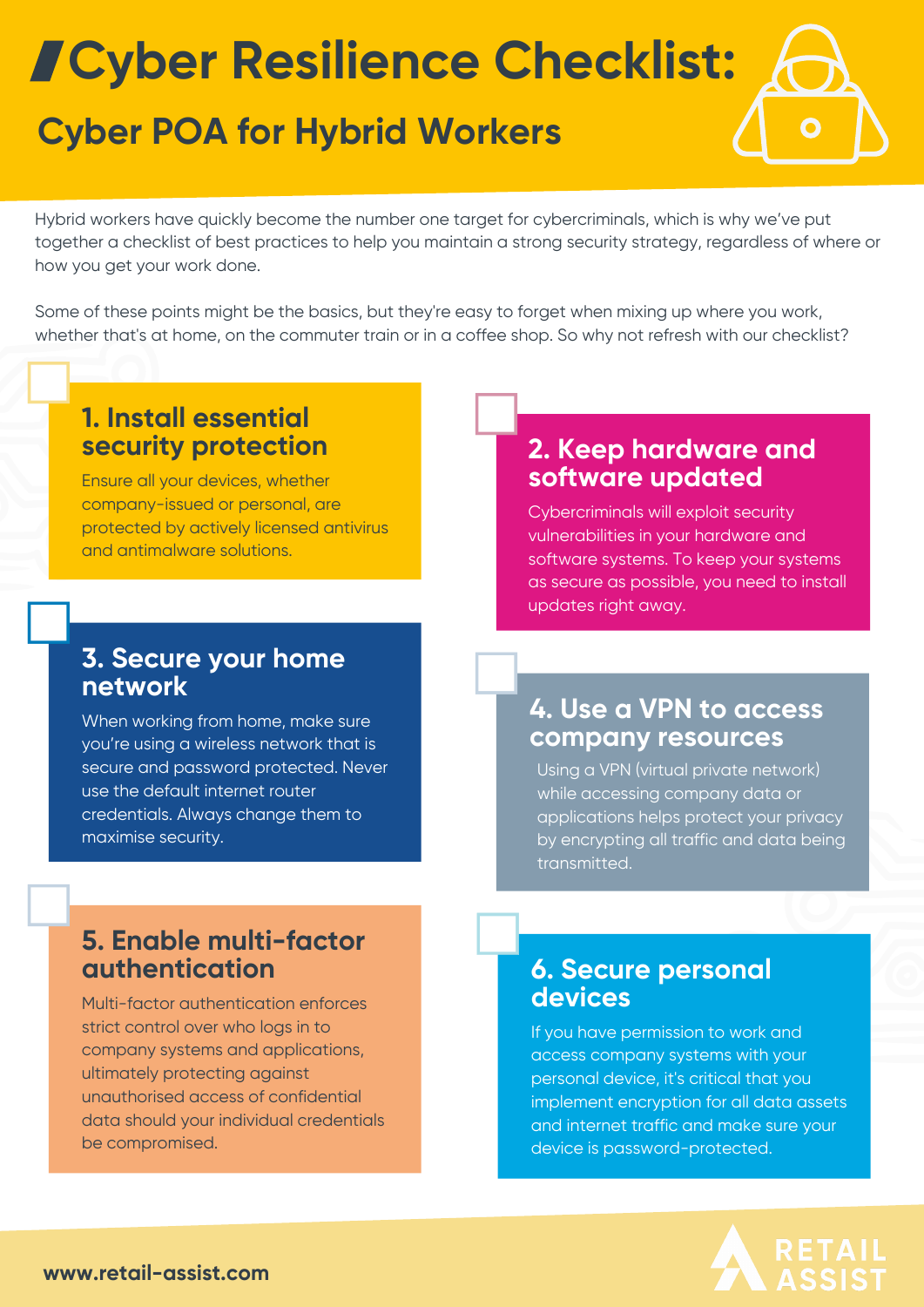# Cyber Resilience Checklist:

## Cyber POA for Hybrid Workers

Hybrid workers have quickly become the number one target for cybercriminals, which is why we've put together a checklist of best practices to help you maintain a strong security strategy, regardless of where or how you get your work done.

Some of these points might be the basics, but they're easy to forget when mixing up where you work, whether that's at home, on the commuter train or in a coffee shop. So why not refresh with our checklist?

### 1. Install essential security protection

Ensure all your devices, whether company-issued or personal, are protected by actively licensed antivirus and antimalware solutions.

### 2. Keep hardware and software updated

Cybercriminals will exploit security vulnerabilities in your hardware and software systems. To keep your systems as secure as possible, you need to install updates right away.

### 3. Secure your home network

When working from home, make sure you're using a wireless network that is secure and password protected. Never use the default internet router credentials. Always change them to maximise security.

### 4. Use a VPN to access company resources

Using a VPN (virtual private network) while accessing company data or applications helps protect your privacy by encrypting all traffic and data being transmitted.

### 5. Enable multi-factor authentication

Multi-factor authentication enforces strict control over who logs in to company systems and applications, ultimately protecting against unauthorised access of confidential data should your individual credentials be compromised.

### 6. Secure personal devices

If you have permission to work and access company systems with your personal device, it's critical that you implement encryption for all data assets and internet traffic and make sure your device is password-protected.

www.retail-assist.com

RETAIL ASSIST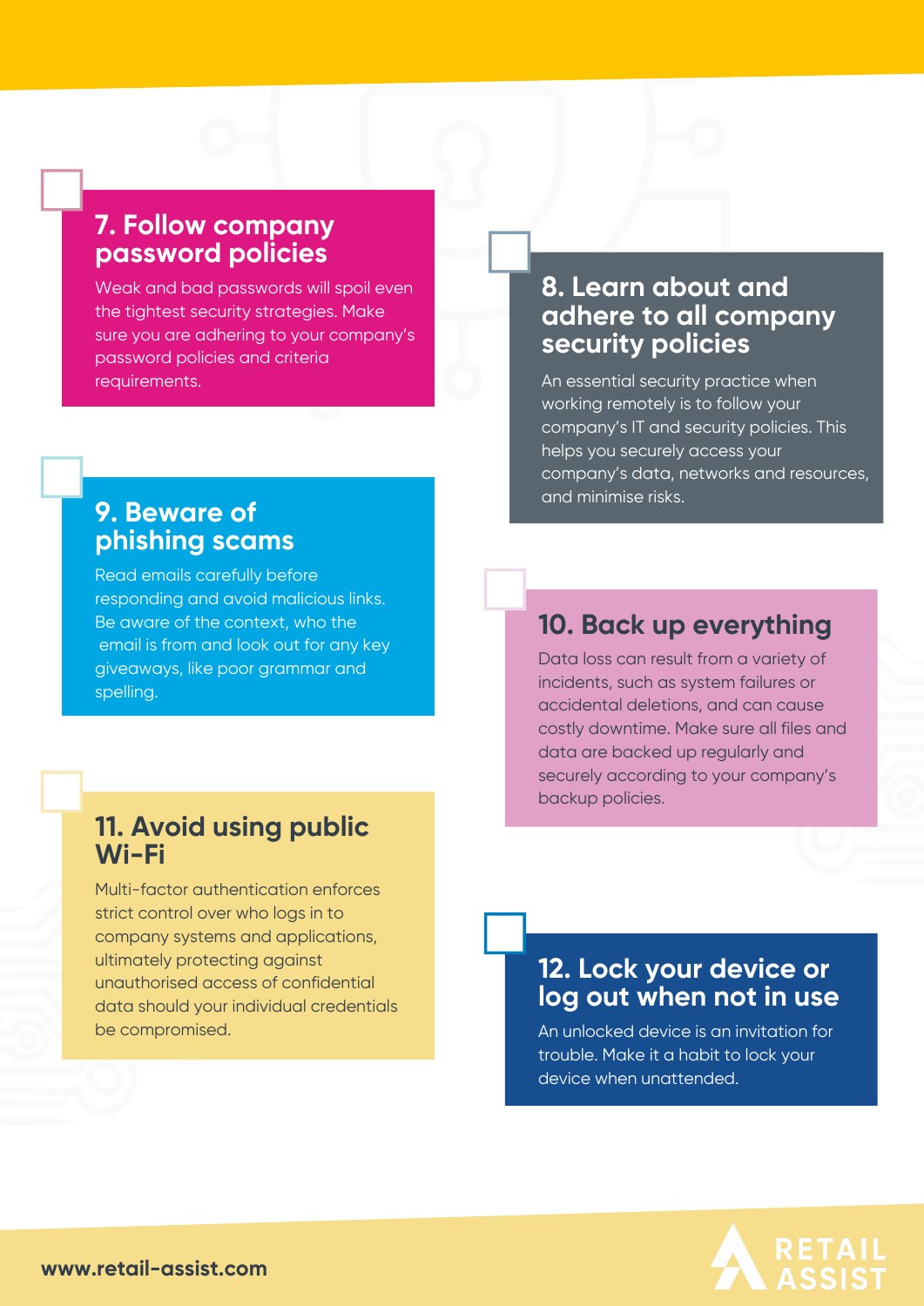## 7. Follow company password policies

Weak and bad passwords will spoil even the tightest security strategies. Make sure you are adhering to your company's password policies and criteria requirements.

## 8. Learn about and adhere to all company security policies

An essential security practice when working remotely is to follow your company's IT and security policies. This helps you securely access your company's data, networks and resources, and minimise risks.

## 9. Beware of phishing scams

Read emails carefully before responding and avoid malicious links. Be aware of the context, who the email is from and look out for any key giveaways, like poor grammar and spelling.

## 10. Back up everything

Data loss can result from a variety of incidents, such as system failures or accidental deletions, and can cause costly downtime. Make sure all files and data are backed up regularly and securely according to your company's backup policies.

## 11. Avoid using public Wi-Fi

Multi-factor authentication enforces strict control over who logs in to company systems and applications, ultimately protecting against unauthorised access of confidential data should your individual credentials be compromised.

## 12. Lock your device or log out when not in use

An unlocked device is an invitation for trouble. Make it a habit to lock your device when unattended.

www.retail-assist.com

RETAIL ASSIST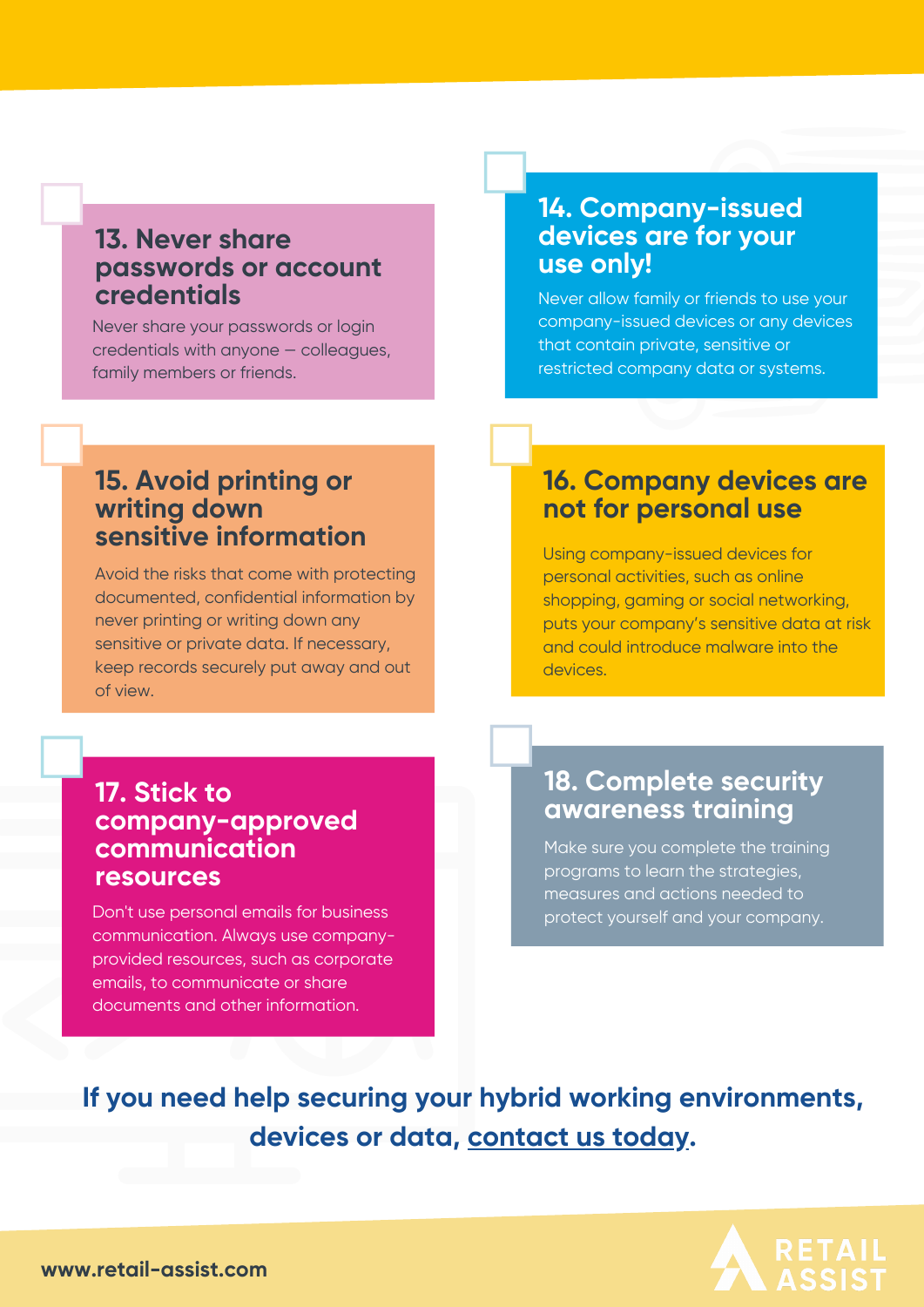## 13. Never share passwords or account credentials

Never share your passwords or login credentials with anyone — colleagues, family members or friends.

## 14. Company-issued devices are for your use only!

Never allow family or friends to use your company-issued devices or any devices that contain private, sensitive or restricted company data or systems.

## 15. Avoid printing or writing down sensitive information

Avoid the risks that come with protecting documented, confidential information by never printing or writing down any sensitive or private data. If necessary, keep records securely put away and out of view.

## 16. Company devices are not for personal use

Using company-issued devices for personal activities, such as online shopping, gaming or social networking, puts your company's sensitive data at risk and could introduce malware into the devices.

## 17. Stick to company-approved communication resources

Don't use personal emails for business communication. Always use company-provided resources, such as corporate emails, to communicate or share documents and other information.

## 18. Complete security awareness training

Make sure you complete the training programs to learn the strategies, measures and actions needed to protect yourself and your company.

**If you need help securing your hybrid working environments, devices or data, contact us today.**

www.retail-assist.com

RETAIL ASSIST